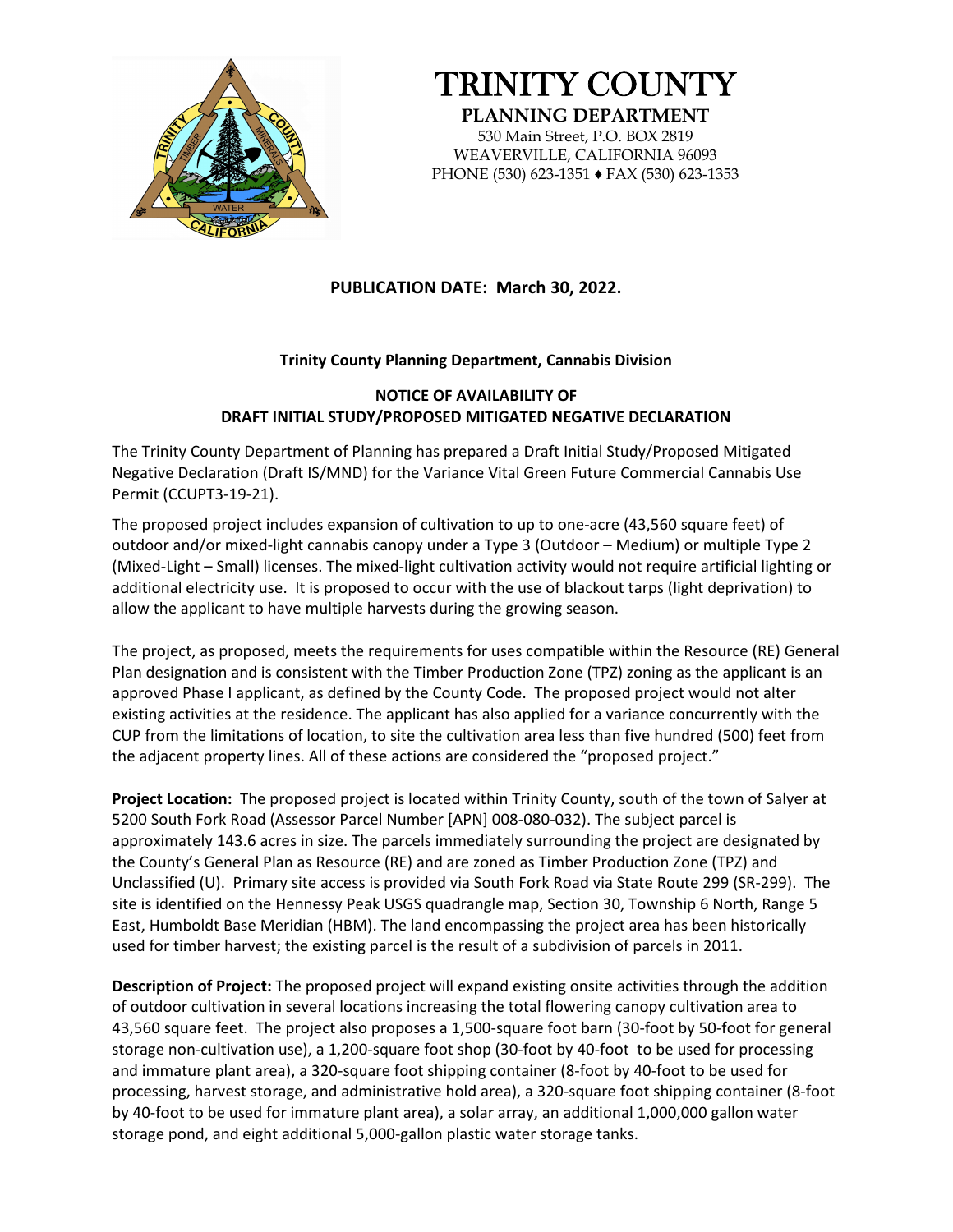# TRINITY COUNTY

**PLANNING DEPARTMENT**

530 Main Street, P.O. BOX 2819
WEAVERVILLE, CALIFORNIA 96093
PHONE (530) 623-1351 ♦ FAX (530) 623-1353

**PUBLICATION DATE: March 30, 2022.**

**Trinity County Planning Department, Cannabis Division**

**NOTICE OF AVAILABILITY OF**
**DRAFT INITIAL STUDY/PROPOSED MITIGATED NEGATIVE DECLARATION**

The Trinity County Department of Planning has prepared a Draft Initial Study/Proposed Mitigated Negative Declaration (Draft IS/MND) for the Variance Vital Green Future Commercial Cannabis Use Permit (CCUPT3-19-21).

The proposed project includes expansion of cultivation to up to one-acre (43,560 square feet) of outdoor and/or mixed-light cannabis canopy under a Type 3 (Outdoor – Medium) or multiple Type 2 (Mixed-Light – Small) licenses. The mixed-light cultivation activity would not require artificial lighting or additional electricity use. It is proposed to occur with the use of blackout tarps (light deprivation) to allow the applicant to have multiple harvests during the growing season.

The project, as proposed, meets the requirements for uses compatible within the Resource (RE) General Plan designation and is consistent with the Timber Production Zone (TPZ) zoning as the applicant is an approved Phase I applicant, as defined by the County Code. The proposed project would not alter existing activities at the residence. The applicant has also applied for a variance concurrently with the CUP from the limitations of location, to site the cultivation area less than five hundred (500) feet from the adjacent property lines. All of these actions are considered the "proposed project."

**Project Location:** The proposed project is located within Trinity County, south of the town of Salyer at 5200 South Fork Road (Assessor Parcel Number [APN] 008-080-032). The subject parcel is approximately 143.6 acres in size. The parcels immediately surrounding the project are designated by the County's General Plan as Resource (RE) and are zoned as Timber Production Zone (TPZ) and Unclassified (U). Primary site access is provided via South Fork Road via State Route 299 (SR-299). The site is identified on the Hennessy Peak USGS quadrangle map, Section 30, Township 6 North, Range 5 East, Humboldt Base Meridian (HBM). The land encompassing the project area has been historically used for timber harvest; the existing parcel is the result of a subdivision of parcels in 2011.

**Description of Project:** The proposed project will expand existing onsite activities through the addition of outdoor cultivation in several locations increasing the total flowering canopy cultivation area to 43,560 square feet. The project also proposes a 1,500-square foot barn (30-foot by 50-foot for general storage non-cultivation use), a 1,200-square foot shop (30-foot by 40-foot to be used for processing and immature plant area), a 320-square foot shipping container (8-foot by 40-foot to be used for processing, harvest storage, and administrative hold area), a 320-square foot shipping container (8-foot by 40-foot to be used for immature plant area), a solar array, an additional 1,000,000 gallon water storage pond, and eight additional 5,000-gallon plastic water storage tanks.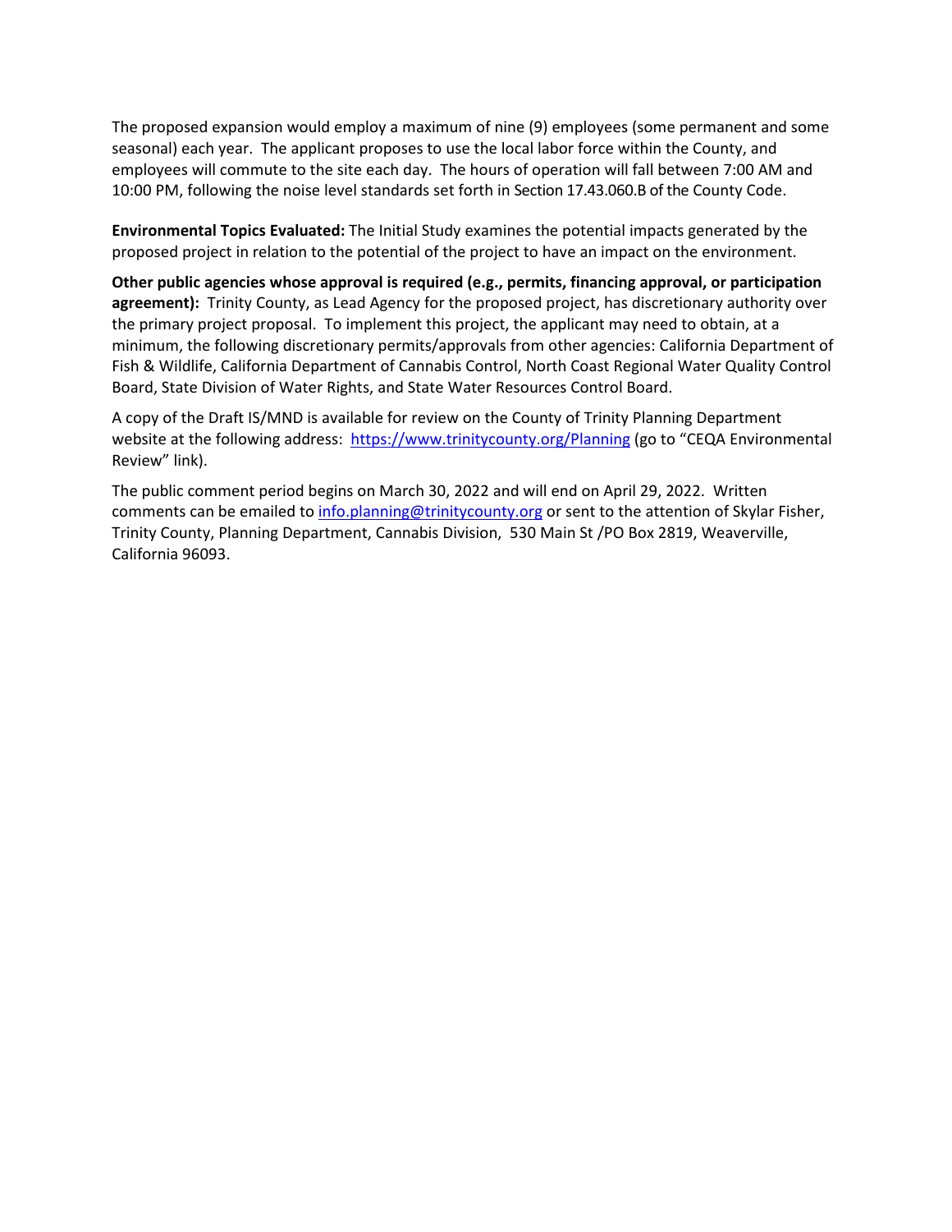The proposed expansion would employ a maximum of nine (9) employees (some permanent and some seasonal) each year. The applicant proposes to use the local labor force within the County, and employees will commute to the site each day. The hours of operation will fall between 7:00 AM and 10:00 PM, following the noise level standards set forth in Section 17.43.060.B of the County Code.

**Environmental Topics Evaluated:** The Initial Study examines the potential impacts generated by the proposed project in relation to the potential of the project to have an impact on the environment.

**Other public agencies whose approval is required (e.g., permits, financing approval, or participation agreement):** Trinity County, as Lead Agency for the proposed project, has discretionary authority over the primary project proposal. To implement this project, the applicant may need to obtain, at a minimum, the following discretionary permits/approvals from other agencies: California Department of Fish & Wildlife, California Department of Cannabis Control, North Coast Regional Water Quality Control Board, State Division of Water Rights, and State Water Resources Control Board.

A copy of the Draft IS/MND is available for review on the County of Trinity Planning Department website at the following address: [https://www.trinitycounty.org/Planning](https://www.trinitycounty.org/Planning) (go to "CEQA Environmental Review" link).

The public comment period begins on March 30, 2022 and will end on April 29, 2022. Written comments can be emailed to [info.planning@trinitycounty.org](mailto:info.planning@trinitycounty.org) or sent to the attention of Skylar Fisher, Trinity County, Planning Department, Cannabis Division, 530 Main St /PO Box 2819, Weaverville, California 96093.